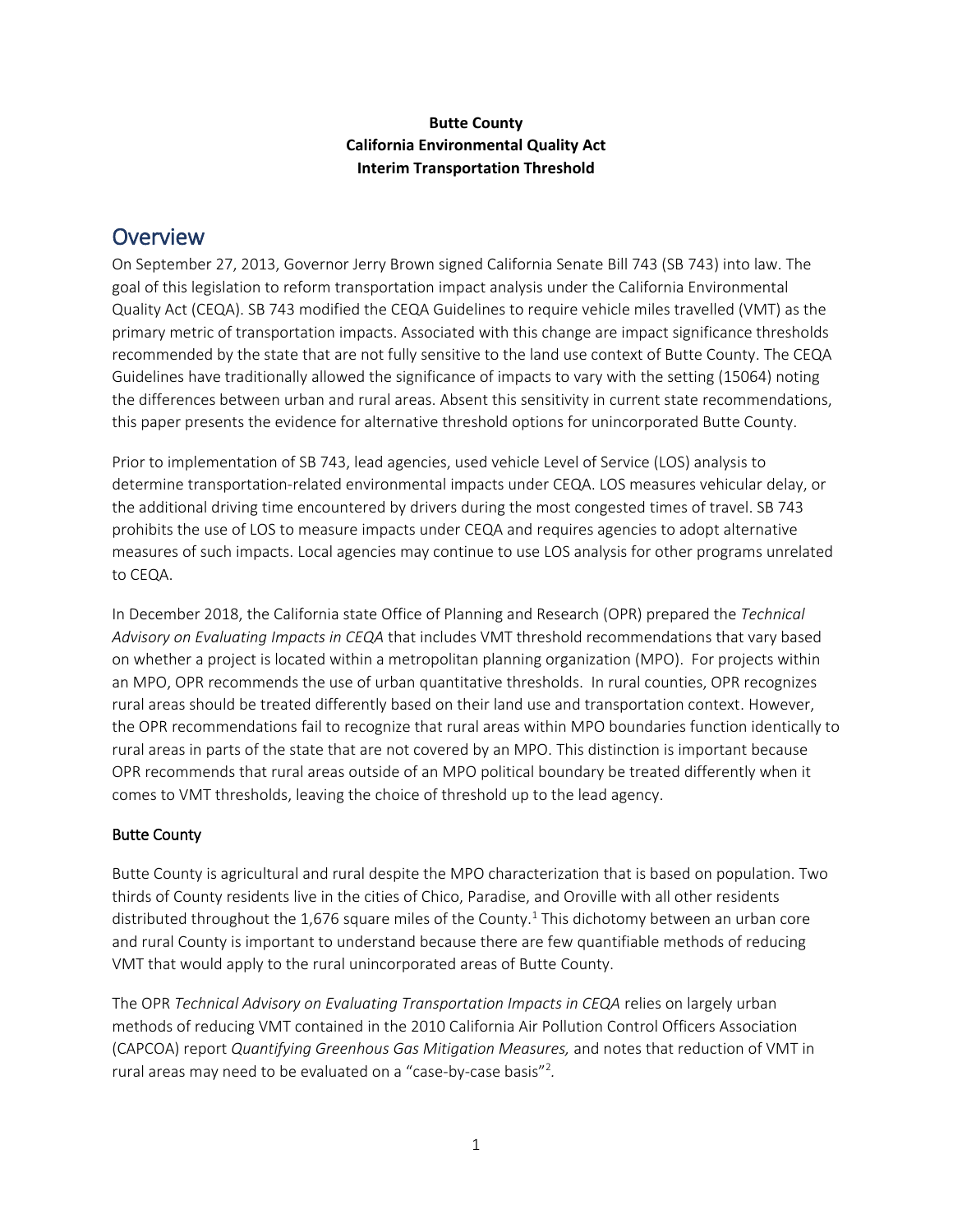**Butte County**
**California Environmental Quality Act**
**Interim Transportation Threshold**

# Overview

On September 27, 2013, Governor Jerry Brown signed California Senate Bill 743 (SB 743) into law. The goal of this legislation to reform transportation impact analysis under the California Environmental Quality Act (CEQA). SB 743 modified the CEQA Guidelines to require vehicle miles travelled (VMT) as the primary metric of transportation impacts. Associated with this change are impact significance thresholds recommended by the state that are not fully sensitive to the land use context of Butte County. The CEQA Guidelines have traditionally allowed the significance of impacts to vary with the setting (15064) noting the differences between urban and rural areas. Absent this sensitivity in current state recommendations, this paper presents the evidence for alternative threshold options for unincorporated Butte County.

Prior to implementation of SB 743, lead agencies, used vehicle Level of Service (LOS) analysis to determine transportation-related environmental impacts under CEQA. LOS measures vehicular delay, or the additional driving time encountered by drivers during the most congested times of travel. SB 743 prohibits the use of LOS to measure impacts under CEQA and requires agencies to adopt alternative measures of such impacts. Local agencies may continue to use LOS analysis for other programs unrelated to CEQA.

In December 2018, the California state Office of Planning and Research (OPR) prepared the *Technical Advisory on Evaluating Impacts in CEQA* that includes VMT threshold recommendations that vary based on whether a project is located within a metropolitan planning organization (MPO). For projects within an MPO, OPR recommends the use of urban quantitative thresholds. In rural counties, OPR recognizes rural areas should be treated differently based on their land use and transportation context. However, the OPR recommendations fail to recognize that rural areas within MPO boundaries function identically to rural areas in parts of the state that are not covered by an MPO. This distinction is important because OPR recommends that rural areas outside of an MPO political boundary be treated differently when it comes to VMT thresholds, leaving the choice of threshold up to the lead agency.

## Butte County

Butte County is agricultural and rural despite the MPO characterization that is based on population. Two thirds of County residents live in the cities of Chico, Paradise, and Oroville with all other residents distributed throughout the 1,676 square miles of the County.[1] This dichotomy between an urban core and rural County is important to understand because there are few quantifiable methods of reducing VMT that would apply to the rural unincorporated areas of Butte County.

The OPR *Technical Advisory on Evaluating Transportation Impacts in CEQA* relies on largely urban methods of reducing VMT contained in the 2010 California Air Pollution Control Officers Association (CAPCOA) report *Quantifying Greenhous Gas Mitigation Measures,* and notes that reduction of VMT in rural areas may need to be evaluated on a "case-by-case basis"[2].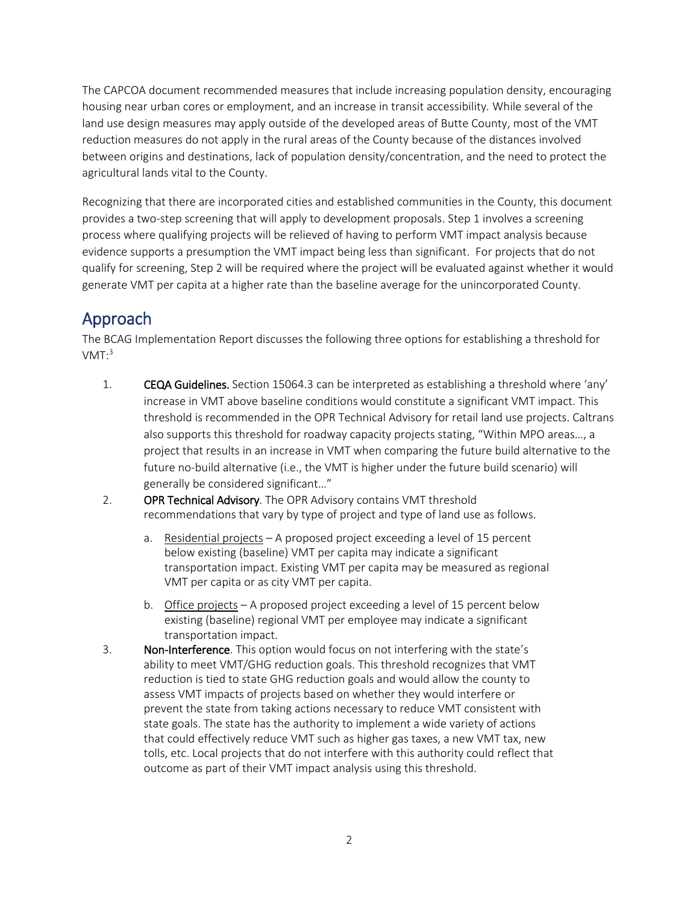The CAPCOA document recommended measures that include increasing population density, encouraging housing near urban cores or employment, and an increase in transit accessibility. While several of the land use design measures may apply outside of the developed areas of Butte County, most of the VMT reduction measures do not apply in the rural areas of the County because of the distances involved between origins and destinations, lack of population density/concentration, and the need to protect the agricultural lands vital to the County.

Recognizing that there are incorporated cities and established communities in the County, this document provides a two-step screening that will apply to development proposals. Step 1 involves a screening process where qualifying projects will be relieved of having to perform VMT impact analysis because evidence supports a presumption the VMT impact being less than significant. For projects that do not qualify for screening, Step 2 will be required where the project will be evaluated against whether it would generate VMT per capita at a higher rate than the baseline average for the unincorporated County.

## Approach

The BCAG Implementation Report discusses the following three options for establishing a threshold for VMT:[3]

1. **CEQA Guidelines.** Section 15064.3 can be interpreted as establishing a threshold where 'any' increase in VMT above baseline conditions would constitute a significant VMT impact. This threshold is recommended in the OPR Technical Advisory for retail land use projects. Caltrans also supports this threshold for roadway capacity projects stating, "Within MPO areas…, a project that results in an increase in VMT when comparing the future build alternative to the future no-build alternative (i.e., the VMT is higher under the future build scenario) will generally be considered significant…"
2. **OPR Technical Advisory**. The OPR Advisory contains VMT threshold recommendations that vary by type of project and type of land use as follows.
   a. Residential projects – A proposed project exceeding a level of 15 percent below existing (baseline) VMT per capita may indicate a significant transportation impact. Existing VMT per capita may be measured as regional VMT per capita or as city VMT per capita.
   b. Office projects – A proposed project exceeding a level of 15 percent below existing (baseline) regional VMT per employee may indicate a significant transportation impact.
3. **Non-Interference**. This option would focus on not interfering with the state's ability to meet VMT/GHG reduction goals. This threshold recognizes that VMT reduction is tied to state GHG reduction goals and would allow the county to assess VMT impacts of projects based on whether they would interfere or prevent the state from taking actions necessary to reduce VMT consistent with state goals. The state has the authority to implement a wide variety of actions that could effectively reduce VMT such as higher gas taxes, a new VMT tax, new tolls, etc. Local projects that do not interfere with this authority could reflect that outcome as part of their VMT impact analysis using this threshold.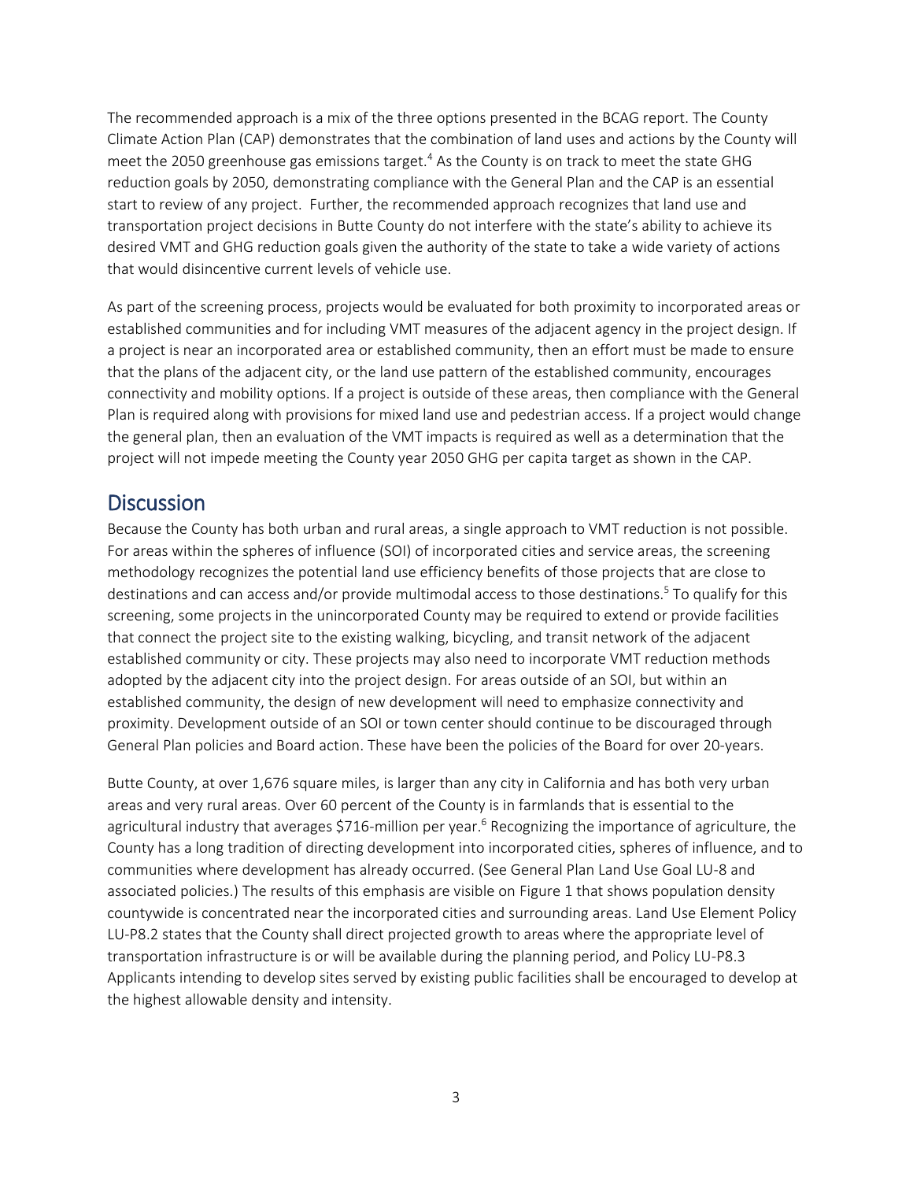The recommended approach is a mix of the three options presented in the BCAG report. The County Climate Action Plan (CAP) demonstrates that the combination of land uses and actions by the County will meet the 2050 greenhouse gas emissions target.[4] As the County is on track to meet the state GHG reduction goals by 2050, demonstrating compliance with the General Plan and the CAP is an essential start to review of any project. Further, the recommended approach recognizes that land use and transportation project decisions in Butte County do not interfere with the state's ability to achieve its desired VMT and GHG reduction goals given the authority of the state to take a wide variety of actions that would disincentive current levels of vehicle use.

As part of the screening process, projects would be evaluated for both proximity to incorporated areas or established communities and for including VMT measures of the adjacent agency in the project design. If a project is near an incorporated area or established community, then an effort must be made to ensure that the plans of the adjacent city, or the land use pattern of the established community, encourages connectivity and mobility options. If a project is outside of these areas, then compliance with the General Plan is required along with provisions for mixed land use and pedestrian access. If a project would change the general plan, then an evaluation of the VMT impacts is required as well as a determination that the project will not impede meeting the County year 2050 GHG per capita target as shown in the CAP.

## Discussion

Because the County has both urban and rural areas, a single approach to VMT reduction is not possible. For areas within the spheres of influence (SOI) of incorporated cities and service areas, the screening methodology recognizes the potential land use efficiency benefits of those projects that are close to destinations and can access and/or provide multimodal access to those destinations.[5] To qualify for this screening, some projects in the unincorporated County may be required to extend or provide facilities that connect the project site to the existing walking, bicycling, and transit network of the adjacent established community or city. These projects may also need to incorporate VMT reduction methods adopted by the adjacent city into the project design. For areas outside of an SOI, but within an established community, the design of new development will need to emphasize connectivity and proximity. Development outside of an SOI or town center should continue to be discouraged through General Plan policies and Board action. These have been the policies of the Board for over 20-years.

Butte County, at over 1,676 square miles, is larger than any city in California and has both very urban areas and very rural areas. Over 60 percent of the County is in farmlands that is essential to the agricultural industry that averages $716-million per year.[6] Recognizing the importance of agriculture, the County has a long tradition of directing development into incorporated cities, spheres of influence, and to communities where development has already occurred. (See General Plan Land Use Goal LU-8 and associated policies.) The results of this emphasis are visible on Figure 1 that shows population density countywide is concentrated near the incorporated cities and surrounding areas. Land Use Element Policy LU-P8.2 states that the County shall direct projected growth to areas where the appropriate level of transportation infrastructure is or will be available during the planning period, and Policy LU-P8.3 Applicants intending to develop sites served by existing public facilities shall be encouraged to develop at the highest allowable density and intensity.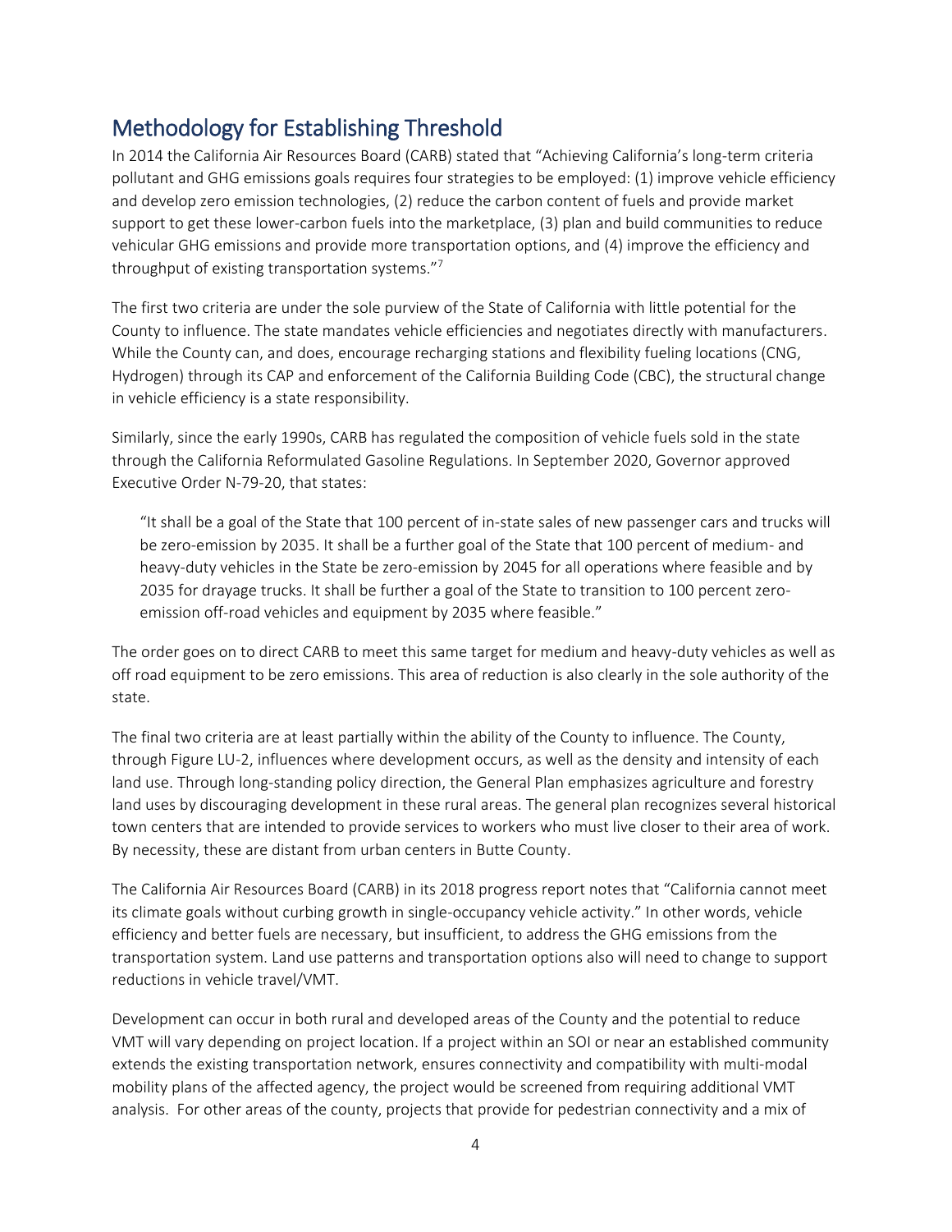## Methodology for Establishing Threshold

In 2014 the California Air Resources Board (CARB) stated that "Achieving California's long-term criteria pollutant and GHG emissions goals requires four strategies to be employed: (1) improve vehicle efficiency and develop zero emission technologies, (2) reduce the carbon content of fuels and provide market support to get these lower-carbon fuels into the marketplace, (3) plan and build communities to reduce vehicular GHG emissions and provide more transportation options, and (4) improve the efficiency and throughput of existing transportation systems."[7]

The first two criteria are under the sole purview of the State of California with little potential for the County to influence. The state mandates vehicle efficiencies and negotiates directly with manufacturers. While the County can, and does, encourage recharging stations and flexibility fueling locations (CNG, Hydrogen) through its CAP and enforcement of the California Building Code (CBC), the structural change in vehicle efficiency is a state responsibility.

Similarly, since the early 1990s, CARB has regulated the composition of vehicle fuels sold in the state through the California Reformulated Gasoline Regulations. In September 2020, Governor approved Executive Order N-79-20, that states:

> "It shall be a goal of the State that 100 percent of in-state sales of new passenger cars and trucks will be zero-emission by 2035. It shall be a further goal of the State that 100 percent of medium- and heavy-duty vehicles in the State be zero-emission by 2045 for all operations where feasible and by 2035 for drayage trucks. It shall be further a goal of the State to transition to 100 percent zero-emission off-road vehicles and equipment by 2035 where feasible."

The order goes on to direct CARB to meet this same target for medium and heavy-duty vehicles as well as off road equipment to be zero emissions. This area of reduction is also clearly in the sole authority of the state.

The final two criteria are at least partially within the ability of the County to influence. The County, through Figure LU-2, influences where development occurs, as well as the density and intensity of each land use. Through long-standing policy direction, the General Plan emphasizes agriculture and forestry land uses by discouraging development in these rural areas. The general plan recognizes several historical town centers that are intended to provide services to workers who must live closer to their area of work. By necessity, these are distant from urban centers in Butte County.

The California Air Resources Board (CARB) in its 2018 progress report notes that "California cannot meet its climate goals without curbing growth in single-occupancy vehicle activity." In other words, vehicle efficiency and better fuels are necessary, but insufficient, to address the GHG emissions from the transportation system. Land use patterns and transportation options also will need to change to support reductions in vehicle travel/VMT.

Development can occur in both rural and developed areas of the County and the potential to reduce VMT will vary depending on project location. If a project within an SOI or near an established community extends the existing transportation network, ensures connectivity and compatibility with multi-modal mobility plans of the affected agency, the project would be screened from requiring additional VMT analysis. For other areas of the county, projects that provide for pedestrian connectivity and a mix of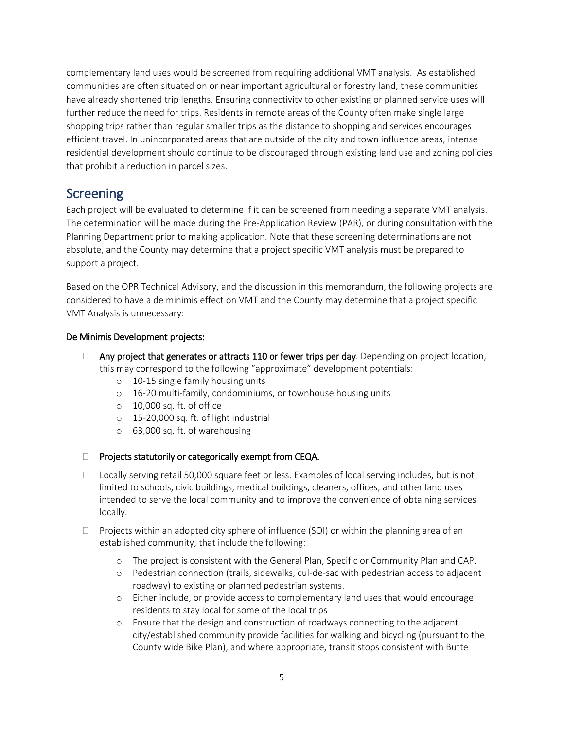complementary land uses would be screened from requiring additional VMT analysis. As established communities are often situated on or near important agricultural or forestry land, these communities have already shortened trip lengths. Ensuring connectivity to other existing or planned service uses will further reduce the need for trips. Residents in remote areas of the County often make single large shopping trips rather than regular smaller trips as the distance to shopping and services encourages efficient travel. In unincorporated areas that are outside of the city and town influence areas, intense residential development should continue to be discouraged through existing land use and zoning policies that prohibit a reduction in parcel sizes.

## Screening

Each project will be evaluated to determine if it can be screened from needing a separate VMT analysis. The determination will be made during the Pre-Application Review (PAR), or during consultation with the Planning Department prior to making application. Note that these screening determinations are not absolute, and the County may determine that a project specific VMT analysis must be prepared to support a project.

Based on the OPR Technical Advisory, and the discussion in this memorandum, the following projects are considered to have a de minimis effect on VMT and the County may determine that a project specific VMT Analysis is unnecessary:

### De Minimis Development projects:

- **Any project that generates or attracts 110 or fewer trips per day**. Depending on project location, this may correspond to the following "approximate" development potentials:
  - 10-15 single family housing units
  - 16-20 multi-family, condominiums, or townhouse housing units
  - 10,000 sq. ft. of office
  - 15-20,000 sq. ft. of light industrial
  - 63,000 sq. ft. of warehousing

- **Projects statutorily or categorically exempt from CEQA.**

- Locally serving retail 50,000 square feet or less. Examples of local serving includes, but is not limited to schools, civic buildings, medical buildings, cleaners, offices, and other land uses intended to serve the local community and to improve the convenience of obtaining services locally.

- Projects within an adopted city sphere of influence (SOI) or within the planning area of an established community, that include the following:
  - The project is consistent with the General Plan, Specific or Community Plan and CAP.
  - Pedestrian connection (trails, sidewalks, cul-de-sac with pedestrian access to adjacent roadway) to existing or planned pedestrian systems.
  - Either include, or provide access to complementary land uses that would encourage residents to stay local for some of the local trips
  - Ensure that the design and construction of roadways connecting to the adjacent city/established community provide facilities for walking and bicycling (pursuant to the County wide Bike Plan), and where appropriate, transit stops consistent with Butte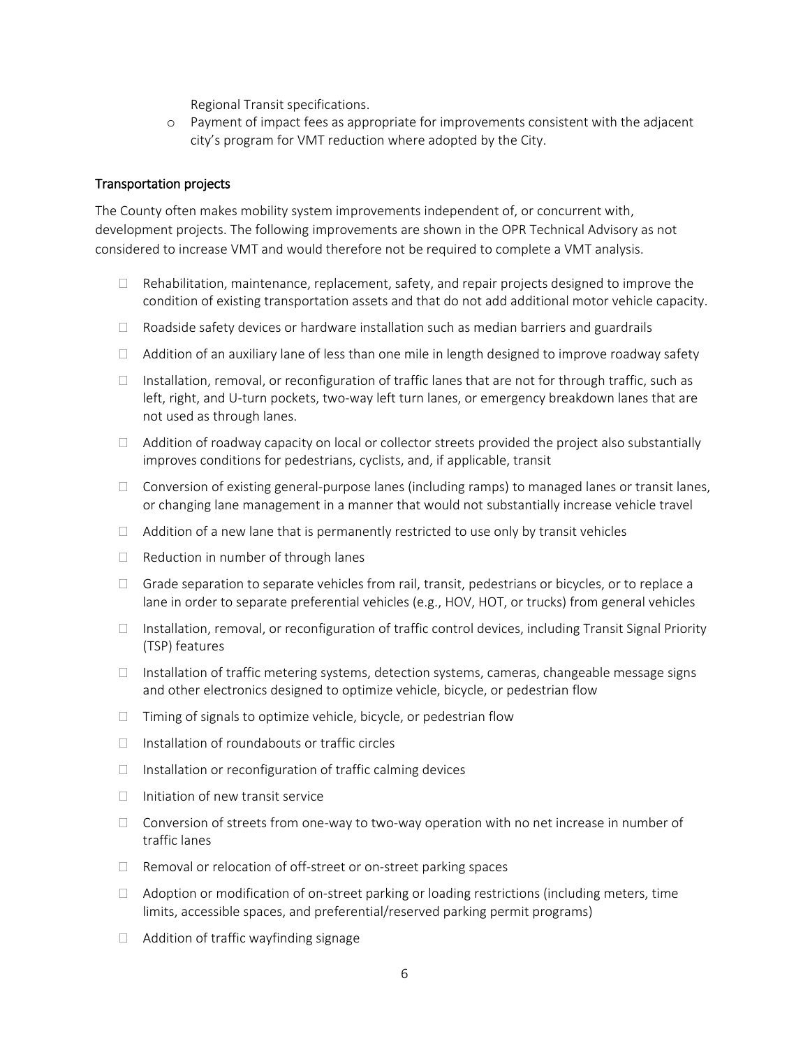Regional Transit specifications.

- Payment of impact fees as appropriate for improvements consistent with the adjacent city's program for VMT reduction where adopted by the City.

Transportation projects

The County often makes mobility system improvements independent of, or concurrent with, development projects. The following improvements are shown in the OPR Technical Advisory as not considered to increase VMT and would therefore not be required to complete a VMT analysis.

- Rehabilitation, maintenance, replacement, safety, and repair projects designed to improve the condition of existing transportation assets and that do not add additional motor vehicle capacity.
- Roadside safety devices or hardware installation such as median barriers and guardrails
- Addition of an auxiliary lane of less than one mile in length designed to improve roadway safety
- Installation, removal, or reconfiguration of traffic lanes that are not for through traffic, such as left, right, and U-turn pockets, two-way left turn lanes, or emergency breakdown lanes that are not used as through lanes.
- Addition of roadway capacity on local or collector streets provided the project also substantially improves conditions for pedestrians, cyclists, and, if applicable, transit
- Conversion of existing general-purpose lanes (including ramps) to managed lanes or transit lanes, or changing lane management in a manner that would not substantially increase vehicle travel
- Addition of a new lane that is permanently restricted to use only by transit vehicles
- Reduction in number of through lanes
- Grade separation to separate vehicles from rail, transit, pedestrians or bicycles, or to replace a lane in order to separate preferential vehicles (e.g., HOV, HOT, or trucks) from general vehicles
- Installation, removal, or reconfiguration of traffic control devices, including Transit Signal Priority (TSP) features
- Installation of traffic metering systems, detection systems, cameras, changeable message signs and other electronics designed to optimize vehicle, bicycle, or pedestrian flow
- Timing of signals to optimize vehicle, bicycle, or pedestrian flow
- Installation of roundabouts or traffic circles
- Installation or reconfiguration of traffic calming devices
- Initiation of new transit service
- Conversion of streets from one-way to two-way operation with no net increase in number of traffic lanes
- Removal or relocation of off-street or on-street parking spaces
- Adoption or modification of on-street parking or loading restrictions (including meters, time limits, accessible spaces, and preferential/reserved parking permit programs)
- Addition of traffic wayfinding signage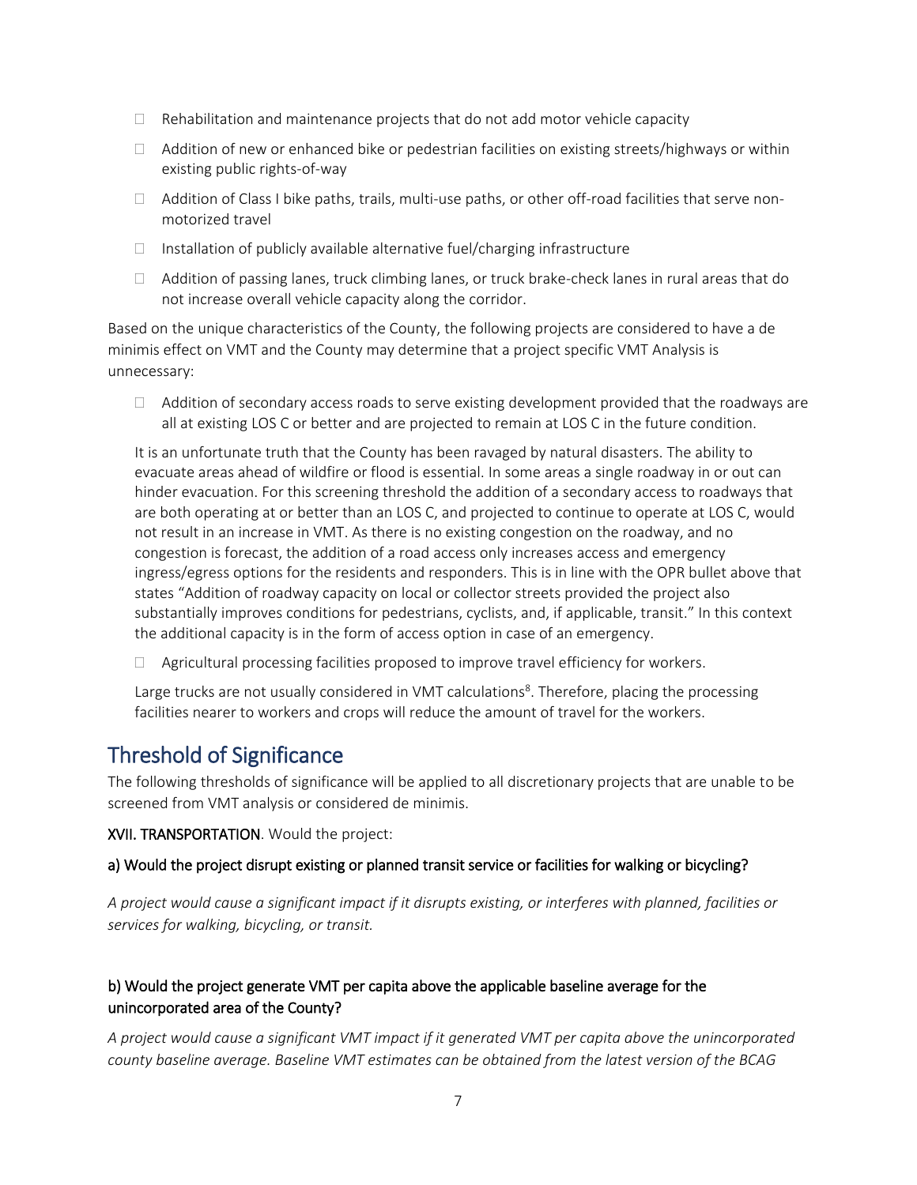- Rehabilitation and maintenance projects that do not add motor vehicle capacity
- Addition of new or enhanced bike or pedestrian facilities on existing streets/highways or within existing public rights-of-way
- Addition of Class I bike paths, trails, multi-use paths, or other off-road facilities that serve non-motorized travel
- Installation of publicly available alternative fuel/charging infrastructure
- Addition of passing lanes, truck climbing lanes, or truck brake-check lanes in rural areas that do not increase overall vehicle capacity along the corridor.

Based on the unique characteristics of the County, the following projects are considered to have a de minimis effect on VMT and the County may determine that a project specific VMT Analysis is unnecessary:

- Addition of secondary access roads to serve existing development provided that the roadways are all at existing LOS C or better and are projected to remain at LOS C in the future condition.

  It is an unfortunate truth that the County has been ravaged by natural disasters. The ability to evacuate areas ahead of wildfire or flood is essential. In some areas a single roadway in or out can hinder evacuation. For this screening threshold the addition of a secondary access to roadways that are both operating at or better than an LOS C, and projected to continue to operate at LOS C, would not result in an increase in VMT. As there is no existing congestion on the roadway, and no congestion is forecast, the addition of a road access only increases access and emergency ingress/egress options for the residents and responders. This is in line with the OPR bullet above that states "Addition of roadway capacity on local or collector streets provided the project also substantially improves conditions for pedestrians, cyclists, and, if applicable, transit." In this context the additional capacity is in the form of access option in case of an emergency.

- Agricultural processing facilities proposed to improve travel efficiency for workers.

  Large trucks are not usually considered in VMT calculations[8]. Therefore, placing the processing facilities nearer to workers and crops will reduce the amount of travel for the workers.

## Threshold of Significance

The following thresholds of significance will be applied to all discretionary projects that are unable to be screened from VMT analysis or considered de minimis.

**XVII. TRANSPORTATION**. Would the project:

**a) Would the project disrupt existing or planned transit service or facilities for walking or bicycling?**

*A project would cause a significant impact if it disrupts existing, or interferes with planned, facilities or services for walking, bicycling, or transit.*

**b) Would the project generate VMT per capita above the applicable baseline average for the unincorporated area of the County?**

*A project would cause a significant VMT impact if it generated VMT per capita above the unincorporated county baseline average. Baseline VMT estimates can be obtained from the latest version of the BCAG*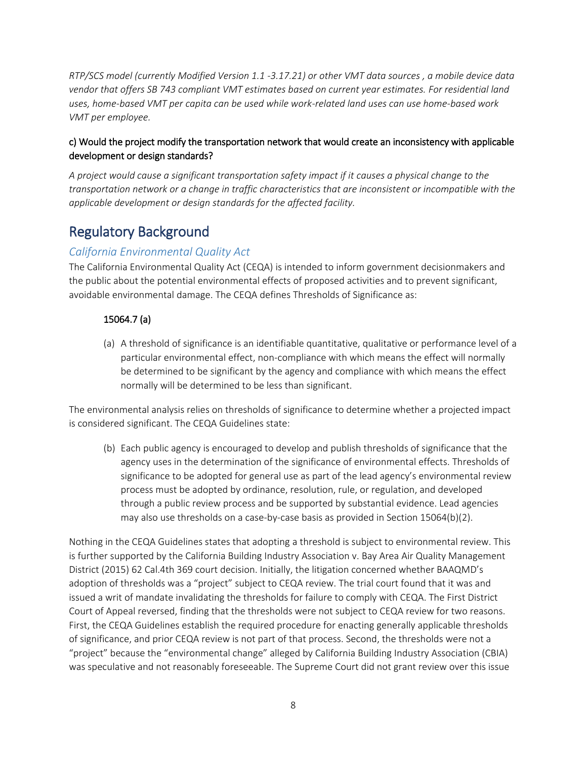*RTP/SCS model (currently Modified Version 1.1 -3.17.21) or other VMT data sources , a mobile device data vendor that offers SB 743 compliant VMT estimates based on current year estimates. For residential land uses, home-based VMT per capita can be used while work-related land uses can use home-based work VMT per employee.*

c) Would the project modify the transportation network that would create an inconsistency with applicable development or design standards?

*A project would cause a significant transportation safety impact if it causes a physical change to the transportation network or a change in traffic characteristics that are inconsistent or incompatible with the applicable development or design standards for the affected facility.*

# Regulatory Background

## *California Environmental Quality Act*

The California Environmental Quality Act (CEQA) is intended to inform government decisionmakers and the public about the potential environmental effects of proposed activities and to prevent significant, avoidable environmental damage. The CEQA defines Thresholds of Significance as:

### 15064.7 (a)

(a) A threshold of significance is an identifiable quantitative, qualitative or performance level of a particular environmental effect, non-compliance with which means the effect will normally be determined to be significant by the agency and compliance with which means the effect normally will be determined to be less than significant.

The environmental analysis relies on thresholds of significance to determine whether a projected impact is considered significant. The CEQA Guidelines state:

(b) Each public agency is encouraged to develop and publish thresholds of significance that the agency uses in the determination of the significance of environmental effects. Thresholds of significance to be adopted for general use as part of the lead agency's environmental review process must be adopted by ordinance, resolution, rule, or regulation, and developed through a public review process and be supported by substantial evidence. Lead agencies may also use thresholds on a case-by-case basis as provided in Section 15064(b)(2).

Nothing in the CEQA Guidelines states that adopting a threshold is subject to environmental review. This is further supported by the California Building Industry Association v. Bay Area Air Quality Management District (2015) 62 Cal.4th 369 court decision. Initially, the litigation concerned whether BAAQMD's adoption of thresholds was a "project" subject to CEQA review. The trial court found that it was and issued a writ of mandate invalidating the thresholds for failure to comply with CEQA. The First District Court of Appeal reversed, finding that the thresholds were not subject to CEQA review for two reasons. First, the CEQA Guidelines establish the required procedure for enacting generally applicable thresholds of significance, and prior CEQA review is not part of that process. Second, the thresholds were not a "project" because the "environmental change" alleged by California Building Industry Association (CBIA) was speculative and not reasonably foreseeable. The Supreme Court did not grant review over this issue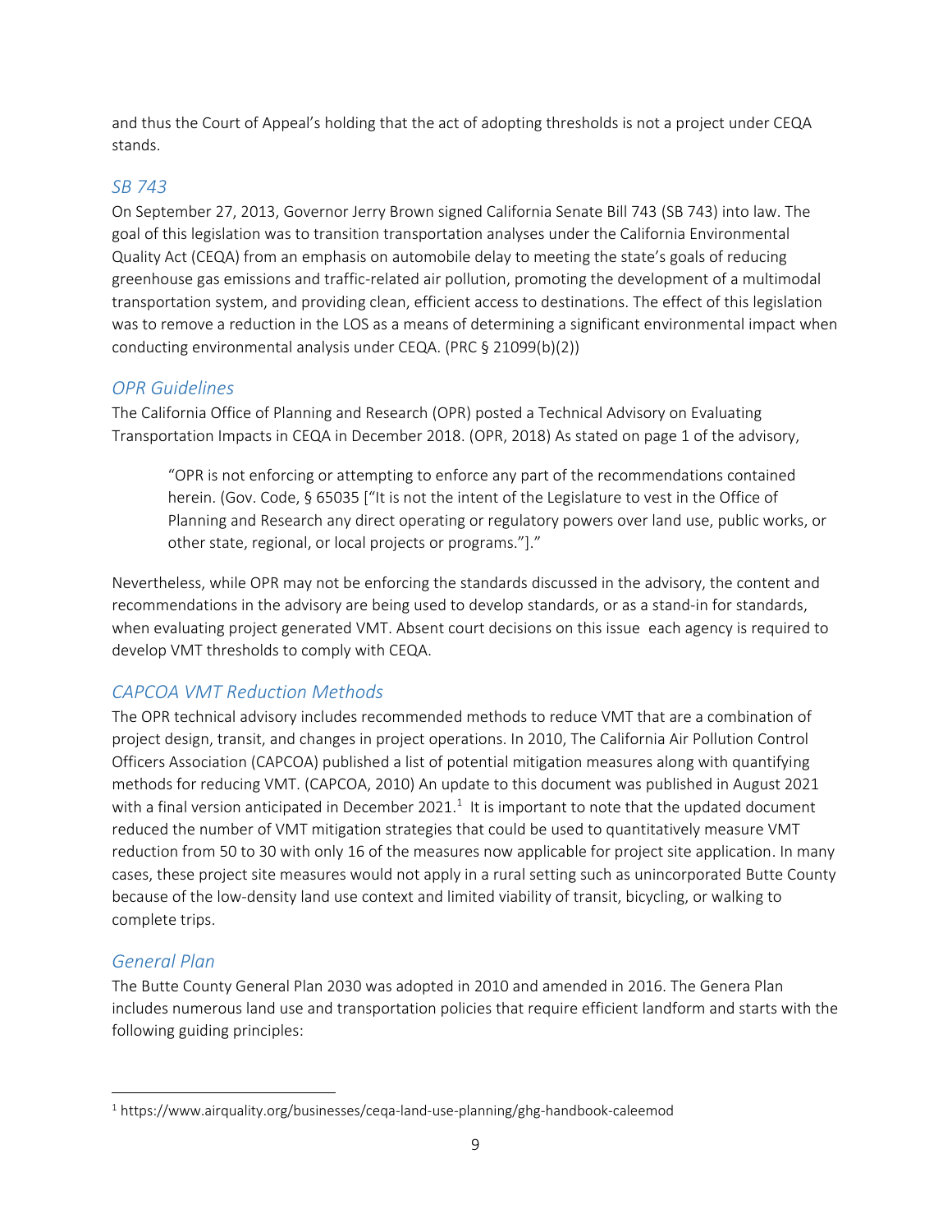and thus the Court of Appeal's holding that the act of adopting thresholds is not a project under CEQA stands.

## *SB 743*

On September 27, 2013, Governor Jerry Brown signed California Senate Bill 743 (SB 743) into law. The goal of this legislation was to transition transportation analyses under the California Environmental Quality Act (CEQA) from an emphasis on automobile delay to meeting the state's goals of reducing greenhouse gas emissions and traffic-related air pollution, promoting the development of a multimodal transportation system, and providing clean, efficient access to destinations. The effect of this legislation was to remove a reduction in the LOS as a means of determining a significant environmental impact when conducting environmental analysis under CEQA. (PRC § 21099(b)(2))

## *OPR Guidelines*

The California Office of Planning and Research (OPR) posted a Technical Advisory on Evaluating Transportation Impacts in CEQA in December 2018. (OPR, 2018) As stated on page 1 of the advisory,

> "OPR is not enforcing or attempting to enforce any part of the recommendations contained herein. (Gov. Code, § 65035 ["It is not the intent of the Legislature to vest in the Office of Planning and Research any direct operating or regulatory powers over land use, public works, or other state, regional, or local projects or programs."]."

Nevertheless, while OPR may not be enforcing the standards discussed in the advisory, the content and recommendations in the advisory are being used to develop standards, or as a stand-in for standards, when evaluating project generated VMT. Absent court decisions on this issue each agency is required to develop VMT thresholds to comply with CEQA.

## *CAPCOA VMT Reduction Methods*

The OPR technical advisory includes recommended methods to reduce VMT that are a combination of project design, transit, and changes in project operations. In 2010, The California Air Pollution Control Officers Association (CAPCOA) published a list of potential mitigation measures along with quantifying methods for reducing VMT. (CAPCOA, 2010) An update to this document was published in August 2021 with a final version anticipated in December 2021.[1] It is important to note that the updated document reduced the number of VMT mitigation strategies that could be used to quantitatively measure VMT reduction from 50 to 30 with only 16 of the measures now applicable for project site application. In many cases, these project site measures would not apply in a rural setting such as unincorporated Butte County because of the low-density land use context and limited viability of transit, bicycling, or walking to complete trips.

## *General Plan*

The Butte County General Plan 2030 was adopted in 2010 and amended in 2016. The Genera Plan includes numerous land use and transportation policies that require efficient landform and starts with the following guiding principles:

---

[1] https://www.airquality.org/businesses/ceqa-land-use-planning/ghg-handbook-caleemod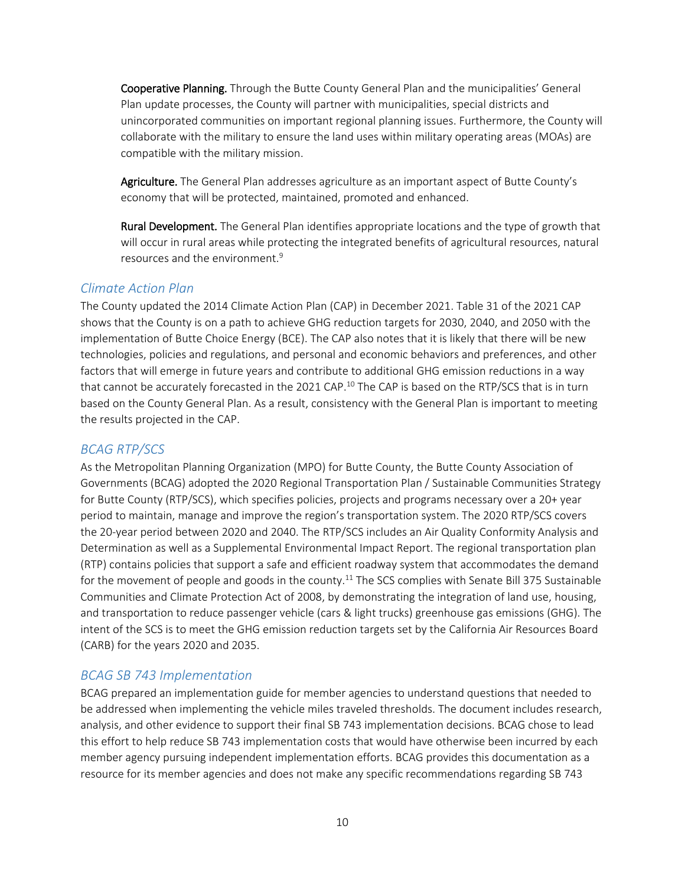**Cooperative Planning.** Through the Butte County General Plan and the municipalities' General Plan update processes, the County will partner with municipalities, special districts and unincorporated communities on important regional planning issues. Furthermore, the County will collaborate with the military to ensure the land uses within military operating areas (MOAs) are compatible with the military mission.

**Agriculture.** The General Plan addresses agriculture as an important aspect of Butte County's economy that will be protected, maintained, promoted and enhanced.

**Rural Development.** The General Plan identifies appropriate locations and the type of growth that will occur in rural areas while protecting the integrated benefits of agricultural resources, natural resources and the environment.[9]

### *Climate Action Plan*

The County updated the 2014 Climate Action Plan (CAP) in December 2021. Table 31 of the 2021 CAP shows that the County is on a path to achieve GHG reduction targets for 2030, 2040, and 2050 with the implementation of Butte Choice Energy (BCE). The CAP also notes that it is likely that there will be new technologies, policies and regulations, and personal and economic behaviors and preferences, and other factors that will emerge in future years and contribute to additional GHG emission reductions in a way that cannot be accurately forecasted in the 2021 CAP.[10] The CAP is based on the RTP/SCS that is in turn based on the County General Plan. As a result, consistency with the General Plan is important to meeting the results projected in the CAP.

### *BCAG RTP/SCS*

As the Metropolitan Planning Organization (MPO) for Butte County, the Butte County Association of Governments (BCAG) adopted the 2020 Regional Transportation Plan / Sustainable Communities Strategy for Butte County (RTP/SCS), which specifies policies, projects and programs necessary over a 20+ year period to maintain, manage and improve the region's transportation system. The 2020 RTP/SCS covers the 20-year period between 2020 and 2040. The RTP/SCS includes an Air Quality Conformity Analysis and Determination as well as a Supplemental Environmental Impact Report. The regional transportation plan (RTP) contains policies that support a safe and efficient roadway system that accommodates the demand for the movement of people and goods in the county.[11] The SCS complies with Senate Bill 375 Sustainable Communities and Climate Protection Act of 2008, by demonstrating the integration of land use, housing, and transportation to reduce passenger vehicle (cars & light trucks) greenhouse gas emissions (GHG). The intent of the SCS is to meet the GHG emission reduction targets set by the California Air Resources Board (CARB) for the years 2020 and 2035.

### *BCAG SB 743 Implementation*

BCAG prepared an implementation guide for member agencies to understand questions that needed to be addressed when implementing the vehicle miles traveled thresholds. The document includes research, analysis, and other evidence to support their final SB 743 implementation decisions. BCAG chose to lead this effort to help reduce SB 743 implementation costs that would have otherwise been incurred by each member agency pursuing independent implementation efforts. BCAG provides this documentation as a resource for its member agencies and does not make any specific recommendations regarding SB 743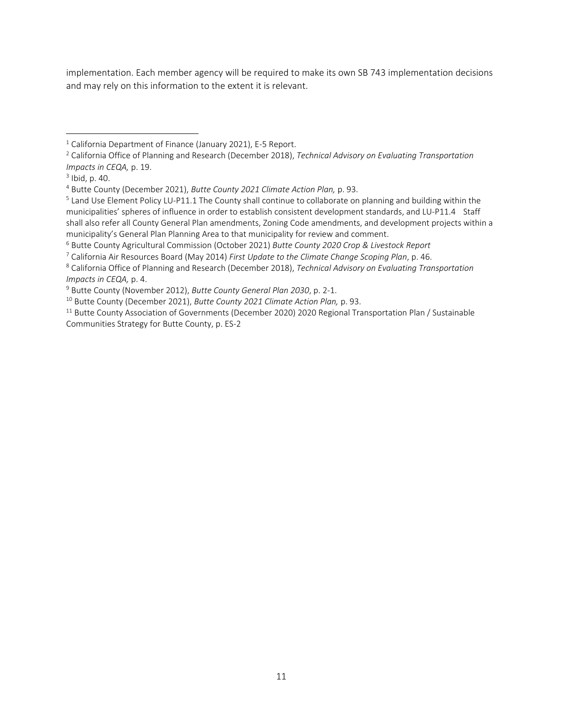implementation. Each member agency will be required to make its own SB 743 implementation decisions and may rely on this information to the extent it is relevant.

---

[1] California Department of Finance (January 2021), E-5 Report.

[2] California Office of Planning and Research (December 2018), *Technical Advisory on Evaluating Transportation Impacts in CEQA,* p. 19.

[3] Ibid, p. 40.

[4] Butte County (December 2021), *Butte County 2021 Climate Action Plan,* p. 93.

[5] Land Use Element Policy LU-P11.1 The County shall continue to collaborate on planning and building within the municipalities' spheres of influence in order to establish consistent development standards, and LU-P11.4 Staff shall also refer all County General Plan amendments, Zoning Code amendments, and development projects within a municipality's General Plan Planning Area to that municipality for review and comment.

[6] Butte County Agricultural Commission (October 2021) *Butte County 2020 Crop & Livestock Report*

[7] California Air Resources Board (May 2014) *First Update to the Climate Change Scoping Plan*, p. 46.

[8] California Office of Planning and Research (December 2018), *Technical Advisory on Evaluating Transportation Impacts in CEQA,* p. 4.

[9] Butte County (November 2012), *Butte County General Plan 2030*, p. 2-1.

[10] Butte County (December 2021), *Butte County 2021 Climate Action Plan,* p. 93.

[11] Butte County Association of Governments (December 2020) 2020 Regional Transportation Plan / Sustainable Communities Strategy for Butte County, p. ES-2